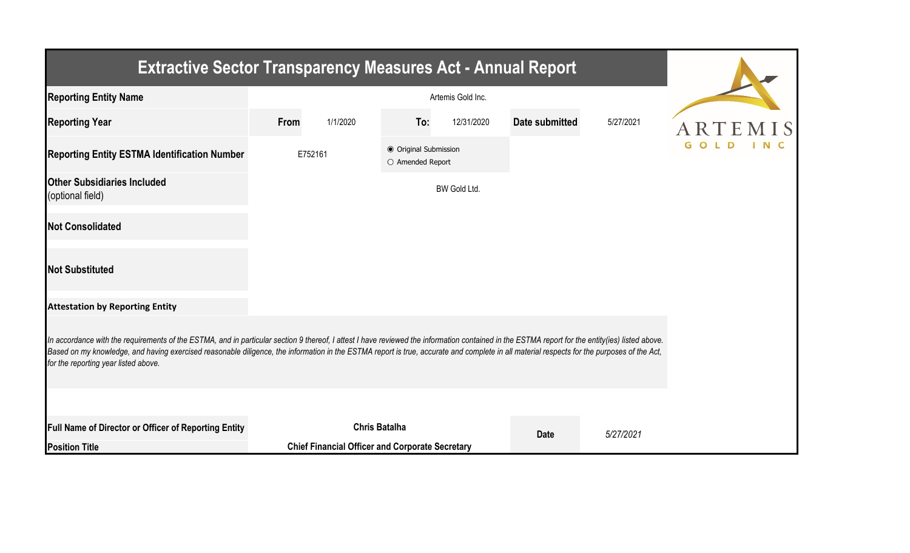# Extractive Sector Transparency Measures Act - Annual Report

| | | | | | | |
|---|---|---|---|---|---|---|
| **Reporting Entity Name** | Artemis Gold Inc. | | | | | |
| **Reporting Year** | **From** | 1/1/2020 | **To:** | 12/31/2020 | **Date submitted** | 5/27/2021 |
| **Reporting Entity ESTMA Identification Number** | E752161 | | ◉ Original Submission<br>○ Amended Report | | | |
| **Other Subsidiaries Included** (optional field) | BW Gold Ltd. | | | | | |
| **Not Consolidated** | | | | | | |
| **Not Substituted** | | | | | | |

**Attestation by Reporting Entity**

*In accordance with the requirements of the ESTMA, and in particular section 9 thereof, I attest I have reviewed the information contained in the ESTMA report for the entity(ies) listed above. Based on my knowledge, and having exercised reasonable diligence, the information in the ESTMA report is true, accurate and complete in all material respects for the purposes of the Act, for the reporting year listed above.*

| | | | |
|---|---|---|---|
| **Full Name of Director or Officer of Reporting Entity** | **Chris Batalha** | **Date** | *5/27/2021* |
| **Position Title** | **Chief Financial Officer and Corporate Secretary** | | |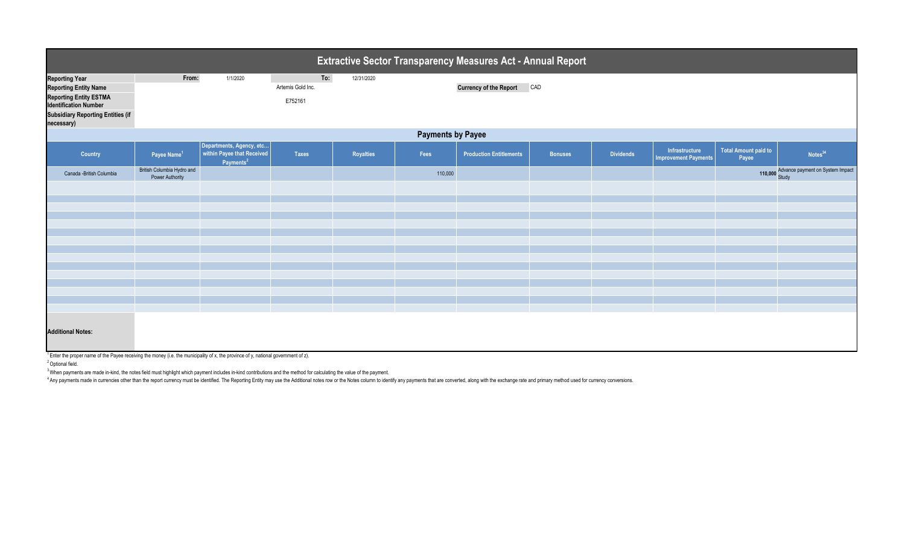# Extractive Sector Transparency Measures Act - Annual Report

| | | | | |
|---|---|---|---|---|
| **Reporting Year** | From: | 1/1/2020 | To: | 12/31/2020 |
| **Reporting Entity Name** | | Artemis Gold Inc. | | |
| **Reporting Entity ESTMA Identification Number** | | E752161 | | |
| **Subsidiary Reporting Entities (if necessary)** | | | | |

**Currency of the Report:** CAD

## Payments by Payee

| Country | Payee Name[1] | Departments, Agency, etc... within Payee that Received Payments[2] | Taxes | Royalties | Fees | Production Entitlements | Bonuses | Dividends | Infrastructure Improvement Payments | Total Amount paid to Payee | Notes[34] |
|---|---|---|---|---|---|---|---|---|---|---|---|
| Canada -British Columbia | British Columbia Hydro and Power Authority | | | | 110,000 | | | | | 110,000 | Advance payment on System Impact Study |

**Additional Notes:**

[1] Enter the proper name of the Payee receiving the money (i.e. the municipality of x, the province of y, national government of z).

[2] Optional field.

[3] When payments are made in-kind, the notes field must highlight which payment includes in-kind contributions and the method for calculating the value of the payment.

[4] Any payments made in currencies other than the report currency must be identified. The Reporting Entity may use the Additional notes row or the Notes column to identify any payments that are converted, along with the exchange rate and primary method used for currency conversions.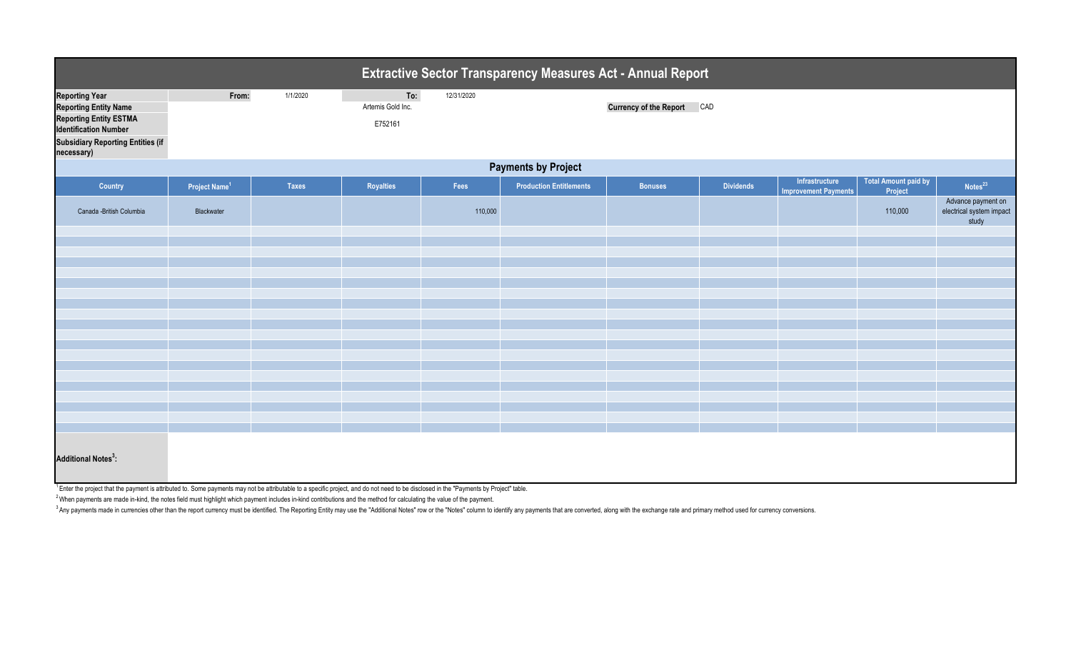# Extractive Sector Transparency Measures Act - Annual Report

| | | | | | |
|---|---|---|---|---|---|
| **Reporting Year** | From: | 1/1/2020 | To: | 12/31/2020 | |
| **Reporting Entity Name** | | Artemis Gold Inc. | | **Currency of the Report** | CAD |
| **Reporting Entity ESTMA Identification Number** | | E752161 | | | |
| **Subsidiary Reporting Entities (if necessary)** | | | | | |

## Payments by Project

| Country | Project Name[1] | Taxes | Royalties | Fees | Production Entitlements | Bonuses | Dividends | Infrastructure Improvement Payments | Total Amount paid by Project | Notes[23] |
|---|---|---|---|---|---|---|---|---|---|---|
| Canada -British Columbia | Blackwater | | | 110,000 | | | | | 110,000 | Advance payment on electrical system impact study |

**Additional Notes[3]:**

[1] Enter the project that the payment is attributed to. Some payments may not be attributable to a specific project, and do not need to be disclosed in the "Payments by Project" table.

[2] When payments are made in-kind, the notes field must highlight which payment includes in-kind contributions and the method for calculating the value of the payment.

[3] Any payments made in currencies other than the report currency must be identified. The Reporting Entity may use the "Additional Notes" row or the "Notes" column to identify any payments that are converted, along with the exchange rate and primary method used for currency conversions.